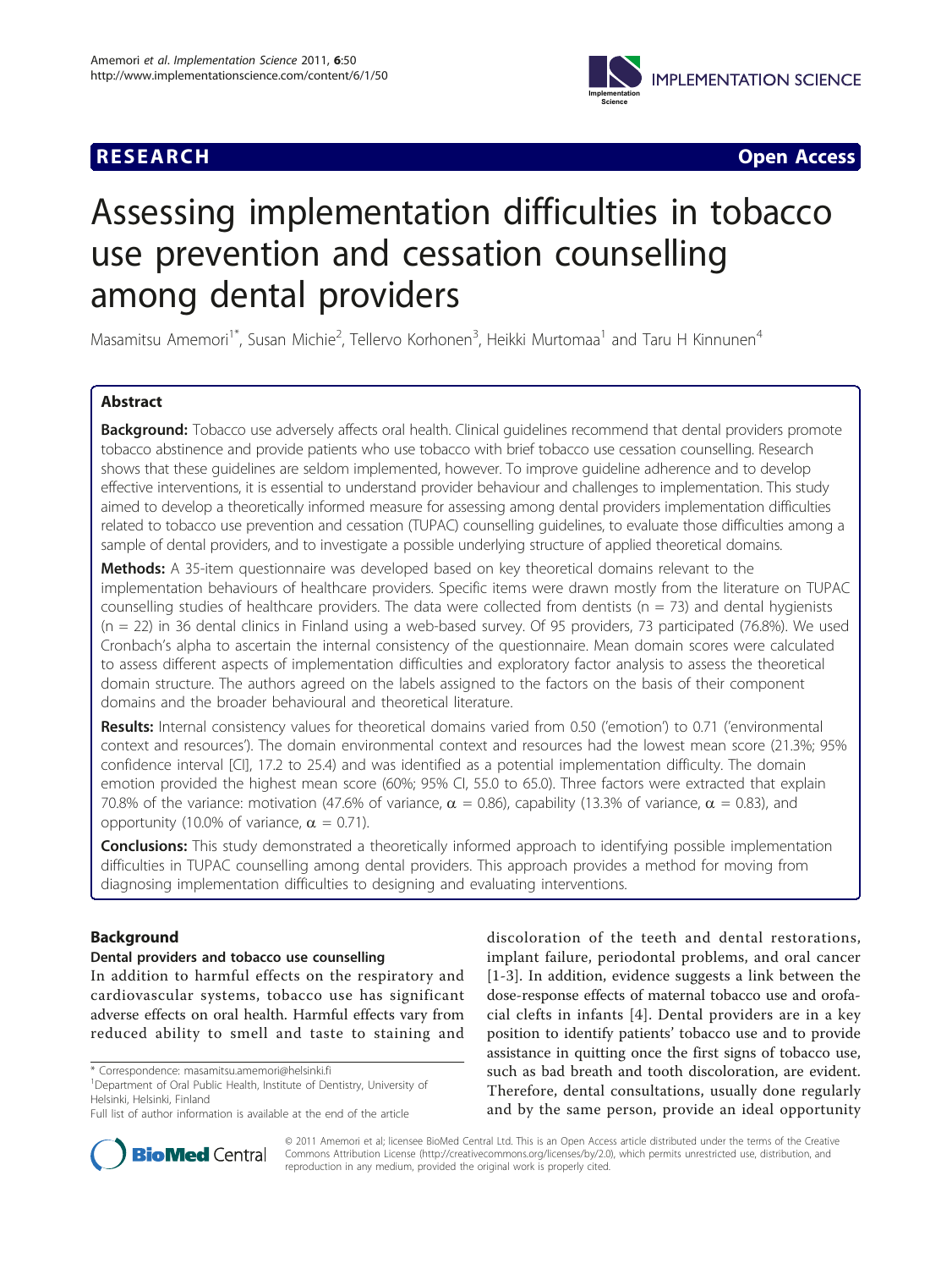**RESEARCH** **Open Access**

# Assessing implementation difficulties in tobacco use prevention and cessation counselling among dental providers

Masamitsu Amemori[1*], Susan Michie[2], Tellervo Korhonen[3], Heikki Murtomaa[1] and Taru H Kinnunen[4]

## Abstract

**Background:** Tobacco use adversely affects oral health. Clinical guidelines recommend that dental providers promote tobacco abstinence and provide patients who use tobacco with brief tobacco use cessation counselling. Research shows that these guidelines are seldom implemented, however. To improve guideline adherence and to develop effective interventions, it is essential to understand provider behaviour and challenges to implementation. This study aimed to develop a theoretically informed measure for assessing among dental providers implementation difficulties related to tobacco use prevention and cessation (TUPAC) counselling guidelines, to evaluate those difficulties among a sample of dental providers, and to investigate a possible underlying structure of applied theoretical domains.

**Methods:** A 35-item questionnaire was developed based on key theoretical domains relevant to the implementation behaviours of healthcare providers. Specific items were drawn mostly from the literature on TUPAC counselling studies of healthcare providers. The data were collected from dentists (n = 73) and dental hygienists (n = 22) in 36 dental clinics in Finland using a web-based survey. Of 95 providers, 73 participated (76.8%). We used Cronbach's alpha to ascertain the internal consistency of the questionnaire. Mean domain scores were calculated to assess different aspects of implementation difficulties and exploratory factor analysis to assess the theoretical domain structure. The authors agreed on the labels assigned to the factors on the basis of their component domains and the broader behavioural and theoretical literature.

**Results:** Internal consistency values for theoretical domains varied from 0.50 ('emotion') to 0.71 ('environmental context and resources'). The domain environmental context and resources had the lowest mean score (21.3%; 95% confidence interval [CI], 17.2 to 25.4) and was identified as a potential implementation difficulty. The domain emotion provided the highest mean score (60%; 95% CI, 55.0 to 65.0). Three factors were extracted that explain 70.8% of the variance: motivation (47.6% of variance, $\alpha = 0.86$), capability (13.3% of variance, $\alpha = 0.83$), and opportunity (10.0% of variance, $\alpha = 0.71$).

**Conclusions:** This study demonstrated a theoretically informed approach to identifying possible implementation difficulties in TUPAC counselling among dental providers. This approach provides a method for moving from diagnosing implementation difficulties to designing and evaluating interventions.

## Background

### Dental providers and tobacco use counselling

In addition to harmful effects on the respiratory and cardiovascular systems, tobacco use has significant adverse effects on oral health. Harmful effects vary from reduced ability to smell and taste to staining and discoloration of the teeth and dental restorations, implant failure, periodontal problems, and oral cancer [1-3]. In addition, evidence suggests a link between the dose-response effects of maternal tobacco use and orofacial clefts in infants [4]. Dental providers are in a key position to identify patients' tobacco use and to provide assistance in quitting once the first signs of tobacco use, such as bad breath and tooth discoloration, are evident. Therefore, dental consultations, usually done regularly and by the same person, provide an ideal opportunity

\* Correspondence: masamitsu.amemori@helsinki.fi
[1]Department of Oral Public Health, Institute of Dentistry, University of Helsinki, Helsinki, Finland
Full list of author information is available at the end of the article

© 2011 Amemori et al; licensee BioMed Central Ltd. This is an Open Access article distributed under the terms of the Creative Commons Attribution License (http://creativecommons.org/licenses/by/2.0), which permits unrestricted use, distribution, and reproduction in any medium, provided the original work is properly cited.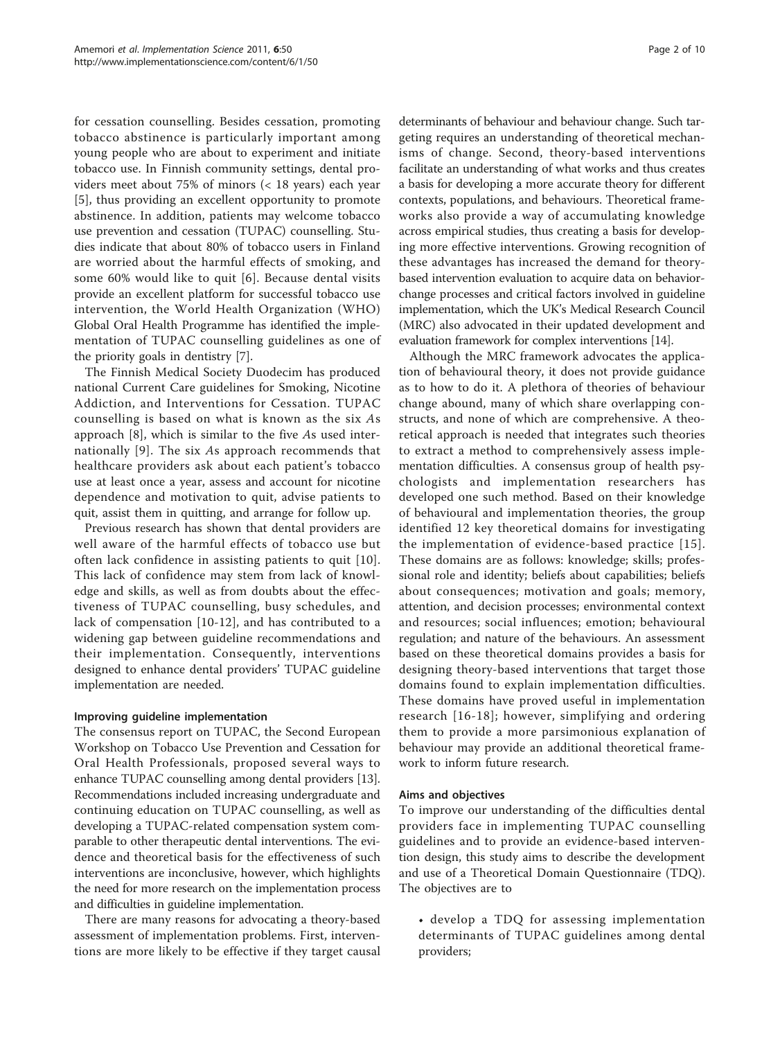for cessation counselling. Besides cessation, promoting tobacco abstinence is particularly important among young people who are about to experiment and initiate tobacco use. In Finnish community settings, dental providers meet about 75% of minors (< 18 years) each year [5], thus providing an excellent opportunity to promote abstinence. In addition, patients may welcome tobacco use prevention and cessation (TUPAC) counselling. Studies indicate that about 80% of tobacco users in Finland are worried about the harmful effects of smoking, and some 60% would like to quit [6]. Because dental visits provide an excellent platform for successful tobacco use intervention, the World Health Organization (WHO) Global Oral Health Programme has identified the implementation of TUPAC counselling guidelines as one of the priority goals in dentistry [7].

The Finnish Medical Society Duodecim has produced national Current Care guidelines for Smoking, Nicotine Addiction, and Interventions for Cessation. TUPAC counselling is based on what is known as the six *A*s approach [8], which is similar to the five *A*s used internationally [9]. The six *A*s approach recommends that healthcare providers ask about each patient's tobacco use at least once a year, assess and account for nicotine dependence and motivation to quit, advise patients to quit, assist them in quitting, and arrange for follow up.

Previous research has shown that dental providers are well aware of the harmful effects of tobacco use but often lack confidence in assisting patients to quit [10]. This lack of confidence may stem from lack of knowledge and skills, as well as from doubts about the effectiveness of TUPAC counselling, busy schedules, and lack of compensation [10-12], and has contributed to a widening gap between guideline recommendations and their implementation. Consequently, interventions designed to enhance dental providers' TUPAC guideline implementation are needed.

### Improving guideline implementation

The consensus report on TUPAC, the Second European Workshop on Tobacco Use Prevention and Cessation for Oral Health Professionals, proposed several ways to enhance TUPAC counselling among dental providers [13]. Recommendations included increasing undergraduate and continuing education on TUPAC counselling, as well as developing a TUPAC-related compensation system comparable to other therapeutic dental interventions. The evidence and theoretical basis for the effectiveness of such interventions are inconclusive, however, which highlights the need for more research on the implementation process and difficulties in guideline implementation.

There are many reasons for advocating a theory-based assessment of implementation problems. First, interventions are more likely to be effective if they target causal determinants of behaviour and behaviour change. Such targeting requires an understanding of theoretical mechanisms of change. Second, theory-based interventions facilitate an understanding of what works and thus creates a basis for developing a more accurate theory for different contexts, populations, and behaviours. Theoretical frameworks also provide a way of accumulating knowledge across empirical studies, thus creating a basis for developing more effective interventions. Growing recognition of these advantages has increased the demand for theory-based intervention evaluation to acquire data on behavior-change processes and critical factors involved in guideline implementation, which the UK's Medical Research Council (MRC) also advocated in their updated development and evaluation framework for complex interventions [14].

Although the MRC framework advocates the application of behavioural theory, it does not provide guidance as to how to do it. A plethora of theories of behaviour change abound, many of which share overlapping constructs, and none of which are comprehensive. A theoretical approach is needed that integrates such theories to extract a method to comprehensively assess implementation difficulties. A consensus group of health psychologists and implementation researchers has developed one such method. Based on their knowledge of behavioural and implementation theories, the group identified 12 key theoretical domains for investigating the implementation of evidence-based practice [15]. These domains are as follows: knowledge; skills; professional role and identity; beliefs about capabilities; beliefs about consequences; motivation and goals; memory, attention, and decision processes; environmental context and resources; social influences; emotion; behavioural regulation; and nature of the behaviours. An assessment based on these theoretical domains provides a basis for designing theory-based interventions that target those domains found to explain implementation difficulties. These domains have proved useful in implementation research [16-18]; however, simplifying and ordering them to provide a more parsimonious explanation of behaviour may provide an additional theoretical framework to inform future research.

### Aims and objectives

To improve our understanding of the difficulties dental providers face in implementing TUPAC counselling guidelines and to provide an evidence-based intervention design, this study aims to describe the development and use of a Theoretical Domain Questionnaire (TDQ). The objectives are to

- develop a TDQ for assessing implementation determinants of TUPAC guidelines among dental providers;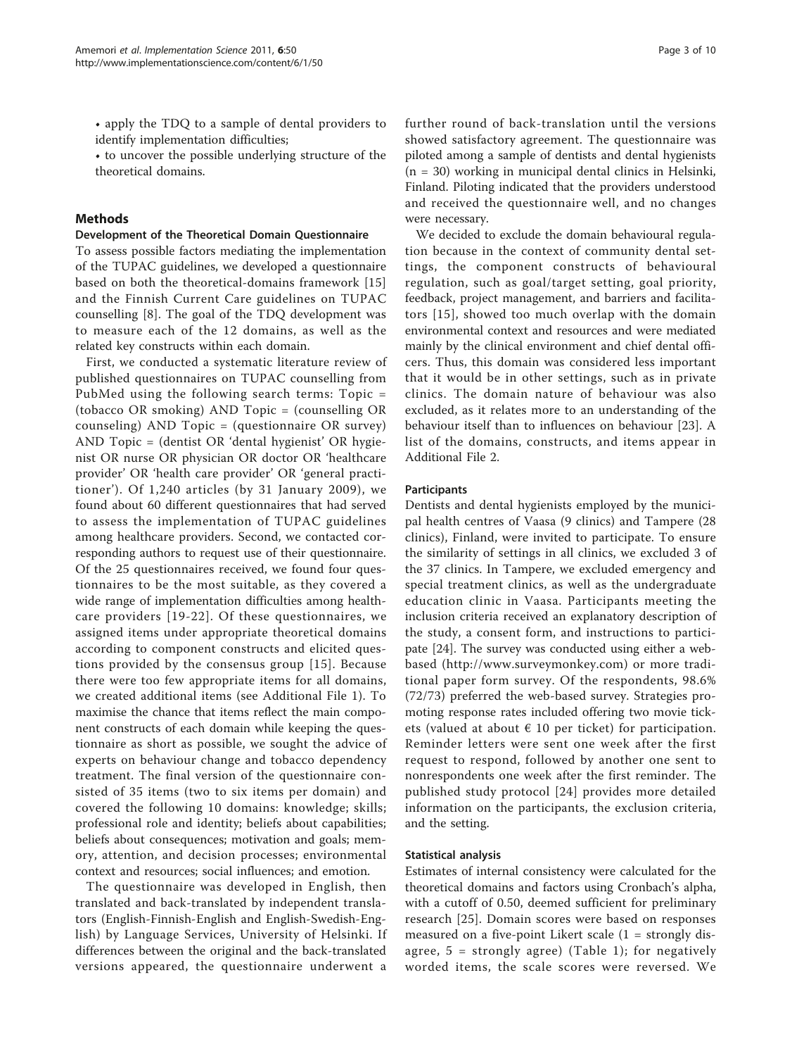- apply the TDQ to a sample of dental providers to identify implementation difficulties;
- to uncover the possible underlying structure of the theoretical domains.

## Methods

### Development of the Theoretical Domain Questionnaire

To assess possible factors mediating the implementation of the TUPAC guidelines, we developed a questionnaire based on both the theoretical-domains framework [15] and the Finnish Current Care guidelines on TUPAC counselling [8]. The goal of the TDQ development was to measure each of the 12 domains, as well as the related key constructs within each domain.

First, we conducted a systematic literature review of published questionnaires on TUPAC counselling from PubMed using the following search terms: Topic = (tobacco OR smoking) AND Topic = (counselling OR counseling) AND Topic = (questionnaire OR survey) AND Topic = (dentist OR 'dental hygienist' OR hygienist OR nurse OR physician OR doctor OR 'healthcare provider' OR 'health care provider' OR 'general practitioner'). Of 1,240 articles (by 31 January 2009), we found about 60 different questionnaires that had served to assess the implementation of TUPAC guidelines among healthcare providers. Second, we contacted corresponding authors to request use of their questionnaire. Of the 25 questionnaires received, we found four questionnaires to be the most suitable, as they covered a wide range of implementation difficulties among healthcare providers [19-22]. Of these questionnaires, we assigned items under appropriate theoretical domains according to component constructs and elicited questions provided by the consensus group [15]. Because there were too few appropriate items for all domains, we created additional items (see Additional File 1). To maximise the chance that items reflect the main component constructs of each domain while keeping the questionnaire as short as possible, we sought the advice of experts on behaviour change and tobacco dependency treatment. The final version of the questionnaire consisted of 35 items (two to six items per domain) and covered the following 10 domains: knowledge; skills; professional role and identity; beliefs about capabilities; beliefs about consequences; motivation and goals; memory, attention, and decision processes; environmental context and resources; social influences; and emotion.

The questionnaire was developed in English, then translated and back-translated by independent translators (English-Finnish-English and English-Swedish-English) by Language Services, University of Helsinki. If differences between the original and the back-translated versions appeared, the questionnaire underwent a further round of back-translation until the versions showed satisfactory agreement. The questionnaire was piloted among a sample of dentists and dental hygienists (n = 30) working in municipal dental clinics in Helsinki, Finland. Piloting indicated that the providers understood and received the questionnaire well, and no changes were necessary.

We decided to exclude the domain behavioural regulation because in the context of community dental settings, the component constructs of behavioural regulation, such as goal/target setting, goal priority, feedback, project management, and barriers and facilitators [15], showed too much overlap with the domain environmental context and resources and were mediated mainly by the clinical environment and chief dental officers. Thus, this domain was considered less important that it would be in other settings, such as in private clinics. The domain nature of behaviour was also excluded, as it relates more to an understanding of the behaviour itself than to influences on behaviour [23]. A list of the domains, constructs, and items appear in Additional File 2.

### Participants

Dentists and dental hygienists employed by the municipal health centres of Vaasa (9 clinics) and Tampere (28 clinics), Finland, were invited to participate. To ensure the similarity of settings in all clinics, we excluded 3 of the 37 clinics. In Tampere, we excluded emergency and special treatment clinics, as well as the undergraduate education clinic in Vaasa. Participants meeting the inclusion criteria received an explanatory description of the study, a consent form, and instructions to participate [24]. The survey was conducted using either a web-based (http://www.surveymonkey.com) or more traditional paper form survey. Of the respondents, 98.6% (72/73) preferred the web-based survey. Strategies promoting response rates included offering two movie tickets (valued at about € 10 per ticket) for participation. Reminder letters were sent one week after the first request to respond, followed by another one sent to nonrespondents one week after the first reminder. The published study protocol [24] provides more detailed information on the participants, the exclusion criteria, and the setting.

### Statistical analysis

Estimates of internal consistency were calculated for the theoretical domains and factors using Cronbach's alpha, with a cutoff of 0.50, deemed sufficient for preliminary research [25]. Domain scores were based on responses measured on a five-point Likert scale (1 = strongly disagree, 5 = strongly agree) (Table 1); for negatively worded items, the scale scores were reversed. We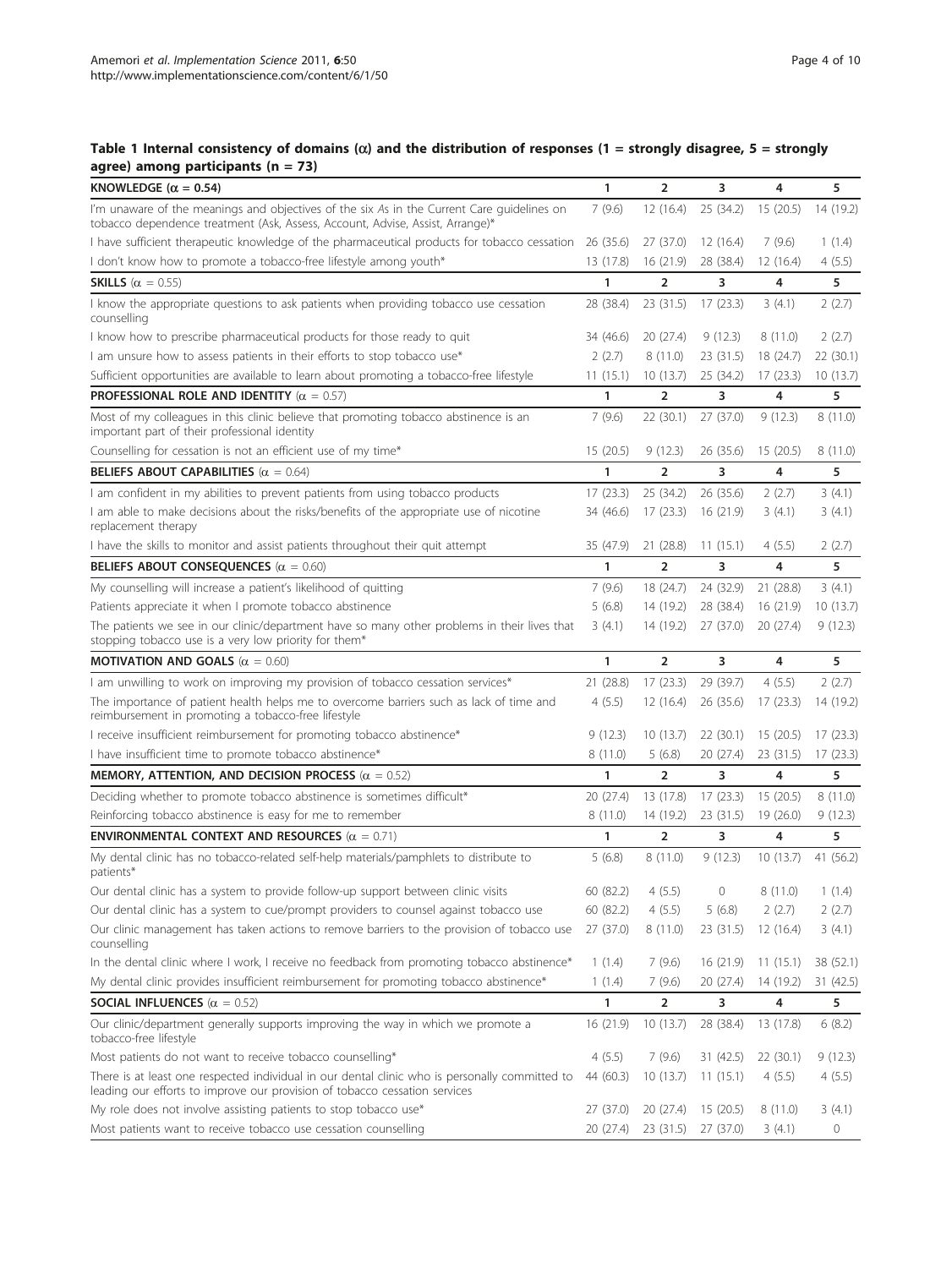**Table 1 Internal consistency of domains (α) and the distribution of responses (1 = strongly disagree, 5 = strongly agree) among participants (n = 73)**

| KNOWLEDGE (α = 0.54) | 1 | 2 | 3 | 4 | 5 |
|---|---|---|---|---|---|
| I'm unaware of the meanings and objectives of the six As in the Current Care guidelines on tobacco dependence treatment (Ask, Assess, Account, Advise, Assist, Arrange)* | 7 (9.6) | 12 (16.4) | 25 (34.2) | 15 (20.5) | 14 (19.2) |
| I have sufficient therapeutic knowledge of the pharmaceutical products for tobacco cessation | 26 (35.6) | 27 (37.0) | 12 (16.4) | 7 (9.6) | 1 (1.4) |
| I don't know how to promote a tobacco-free lifestyle among youth* | 13 (17.8) | 16 (21.9) | 28 (38.4) | 12 (16.4) | 4 (5.5) |
| **SKILLS** (α = 0.55) | **1** | **2** | **3** | **4** | **5** |
| I know the appropriate questions to ask patients when providing tobacco use cessation counselling | 28 (38.4) | 23 (31.5) | 17 (23.3) | 3 (4.1) | 2 (2.7) |
| I know how to prescribe pharmaceutical products for those ready to quit | 34 (46.6) | 20 (27.4) | 9 (12.3) | 8 (11.0) | 2 (2.7) |
| I am unsure how to assess patients in their efforts to stop tobacco use* | 2 (2.7) | 8 (11.0) | 23 (31.5) | 18 (24.7) | 22 (30.1) |
| Sufficient opportunities are available to learn about promoting a tobacco-free lifestyle | 11 (15.1) | 10 (13.7) | 25 (34.2) | 17 (23.3) | 10 (13.7) |
| **PROFESSIONAL ROLE AND IDENTITY** (α = 0.57) | **1** | **2** | **3** | **4** | **5** |
| Most of my colleagues in this clinic believe that promoting tobacco abstinence is an important part of their professional identity | 7 (9.6) | 22 (30.1) | 27 (37.0) | 9 (12.3) | 8 (11.0) |
| Counselling for cessation is not an efficient use of my time* | 15 (20.5) | 9 (12.3) | 26 (35.6) | 15 (20.5) | 8 (11.0) |
| **BELIEFS ABOUT CAPABILITIES** (α = 0.64) | **1** | **2** | **3** | **4** | **5** |
| I am confident in my abilities to prevent patients from using tobacco products | 17 (23.3) | 25 (34.2) | 26 (35.6) | 2 (2.7) | 3 (4.1) |
| I am able to make decisions about the risks/benefits of the appropriate use of nicotine replacement therapy | 34 (46.6) | 17 (23.3) | 16 (21.9) | 3 (4.1) | 3 (4.1) |
| I have the skills to monitor and assist patients throughout their quit attempt | 35 (47.9) | 21 (28.8) | 11 (15.1) | 4 (5.5) | 2 (2.7) |
| **BELIEFS ABOUT CONSEQUENCES** (α = 0.60) | **1** | **2** | **3** | **4** | **5** |
| My counselling will increase a patient's likelihood of quitting | 7 (9.6) | 18 (24.7) | 24 (32.9) | 21 (28.8) | 3 (4.1) |
| Patients appreciate it when I promote tobacco abstinence | 5 (6.8) | 14 (19.2) | 28 (38.4) | 16 (21.9) | 10 (13.7) |
| The patients we see in our clinic/department have so many other problems in their lives that stopping tobacco use is a very low priority for them* | 3 (4.1) | 14 (19.2) | 27 (37.0) | 20 (27.4) | 9 (12.3) |
| **MOTIVATION AND GOALS** (α = 0.60) | **1** | **2** | **3** | **4** | **5** |
| I am unwilling to work on improving my provision of tobacco cessation services* | 21 (28.8) | 17 (23.3) | 29 (39.7) | 4 (5.5) | 2 (2.7) |
| The importance of patient health helps me to overcome barriers such as lack of time and reimbursement in promoting a tobacco-free lifestyle | 4 (5.5) | 12 (16.4) | 26 (35.6) | 17 (23.3) | 14 (19.2) |
| I receive insufficient reimbursement for promoting tobacco abstinence* | 9 (12.3) | 10 (13.7) | 22 (30.1) | 15 (20.5) | 17 (23.3) |
| I have insufficient time to promote tobacco abstinence* | 8 (11.0) | 5 (6.8) | 20 (27.4) | 23 (31.5) | 17 (23.3) |
| **MEMORY, ATTENTION, AND DECISION PROCESS** (α = 0.52) | **1** | **2** | **3** | **4** | **5** |
| Deciding whether to promote tobacco abstinence is sometimes difficult* | 20 (27.4) | 13 (17.8) | 17 (23.3) | 15 (20.5) | 8 (11.0) |
| Reinforcing tobacco abstinence is easy for me to remember | 8 (11.0) | 14 (19.2) | 23 (31.5) | 19 (26.0) | 9 (12.3) |
| **ENVIRONMENTAL CONTEXT AND RESOURCES** (α = 0.71) | **1** | **2** | **3** | **4** | **5** |
| My dental clinic has no tobacco-related self-help materials/pamphlets to distribute to patients* | 5 (6.8) | 8 (11.0) | 9 (12.3) | 10 (13.7) | 41 (56.2) |
| Our dental clinic has a system to provide follow-up support between clinic visits | 60 (82.2) | 4 (5.5) | 0 | 8 (11.0) | 1 (1.4) |
| Our dental clinic has a system to cue/prompt providers to counsel against tobacco use | 60 (82.2) | 4 (5.5) | 5 (6.8) | 2 (2.7) | 2 (2.7) |
| Our clinic management has taken actions to remove barriers to the provision of tobacco use counselling | 27 (37.0) | 8 (11.0) | 23 (31.5) | 12 (16.4) | 3 (4.1) |
| In the dental clinic where I work, I receive no feedback from promoting tobacco abstinence* | 1 (1.4) | 7 (9.6) | 16 (21.9) | 11 (15.1) | 38 (52.1) |
| My dental clinic provides insufficient reimbursement for promoting tobacco abstinence* | 1 (1.4) | 7 (9.6) | 20 (27.4) | 14 (19.2) | 31 (42.5) |
| **SOCIAL INFLUENCES** (α = 0.52) | **1** | **2** | **3** | **4** | **5** |
| Our clinic/department generally supports improving the way in which we promote a tobacco-free lifestyle | 16 (21.9) | 10 (13.7) | 28 (38.4) | 13 (17.8) | 6 (8.2) |
| Most patients do not want to receive tobacco counselling* | 4 (5.5) | 7 (9.6) | 31 (42.5) | 22 (30.1) | 9 (12.3) |
| There is at least one respected individual in our dental clinic who is personally committed to leading our efforts to improve our provision of tobacco cessation services | 44 (60.3) | 10 (13.7) | 11 (15.1) | 4 (5.5) | 4 (5.5) |
| My role does not involve assisting patients to stop tobacco use* | 27 (37.0) | 20 (27.4) | 15 (20.5) | 8 (11.0) | 3 (4.1) |
| Most patients want to receive tobacco use cessation counselling | 20 (27.4) | 23 (31.5) | 27 (37.0) | 3 (4.1) | 0 |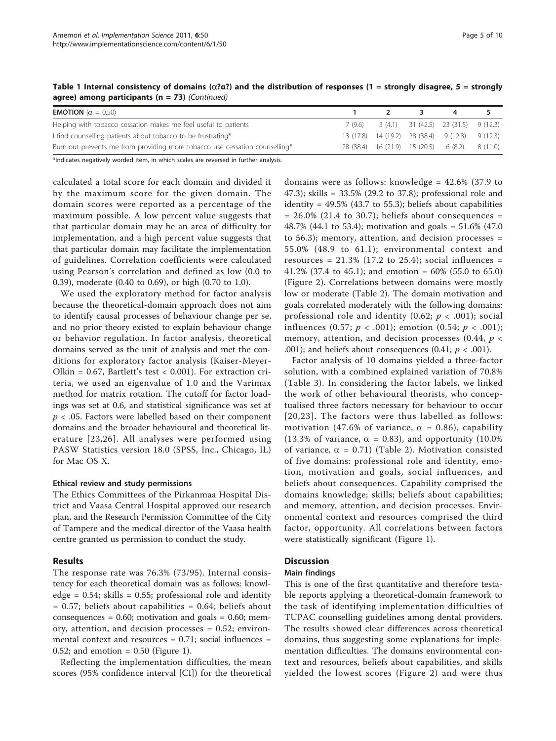**Table 1 Internal consistency of domains (α?α?) and the distribution of responses (1 = strongly disagree, 5 = strongly agree) among participants (n = 73)** *(Continued)*

| **EMOTION** (α = 0.50) | 1 | 2 | 3 | 4 | 5 |
|---|---|---|---|---|---|
| Helping with tobacco cessation makes me feel useful to patients | 7 (9.6) | 3 (4.1) | 31 (42.5) | 23 (31.5) | 9 (12.3) |
| I find counselling patients about tobacco to be frustrating* | 13 (17.8) | 14 (19.2) | 28 (38.4) | 9 (12.3) | 9 (12.3) |
| Burn-out prevents me from providing more tobacco use cessation counselling* | 28 (38.4) | 16 (21.9) | 15 (20.5) | 6 (8.2) | 8 (11.0) |

*Indicates negatively worded item, in which scales are reversed in further analysis.

calculated a total score for each domain and divided it by the maximum score for the given domain. The domain scores were reported as a percentage of the maximum possible. A low percent value suggests that that particular domain may be an area of difficulty for implementation, and a high percent value suggests that that particular domain may facilitate the implementation of guidelines. Correlation coefficients were calculated using Pearson's correlation and defined as low (0.0 to 0.39), moderate (0.40 to 0.69), or high (0.70 to 1.0).

We used the exploratory method for factor analysis because the theoretical-domain approach does not aim to identify causal processes of behaviour change per se, and no prior theory existed to explain behaviour change or behavior regulation. In factor analysis, theoretical domains served as the unit of analysis and met the conditions for exploratory factor analysis (Kaiser-Meyer-Olkin = 0.67, Bartlett's test < 0.001). For extraction criteria, we used an eigenvalue of 1.0 and the Varimax method for matrix rotation. The cutoff for factor loadings was set at 0.6, and statistical significance was set at $p < .05$. Factors were labelled based on their component domains and the broader behavioural and theoretical literature [23,26]. All analyses were performed using PASW Statistics version 18.0 (SPSS, Inc., Chicago, IL) for Mac OS X.

#### Ethical review and study permissions

The Ethics Committees of the Pirkanmaa Hospital District and Vaasa Central Hospital approved our research plan, and the Research Permission Committee of the City of Tampere and the medical director of the Vaasa health centre granted us permission to conduct the study.

## Results

The response rate was 76.3% (73/95). Internal consistency for each theoretical domain was as follows: knowledge = 0.54; skills = 0.55; professional role and identity = 0.57; beliefs about capabilities = 0.64; beliefs about consequences = 0.60; motivation and goals = 0.60; memory, attention, and decision processes = 0.52; environmental context and resources = 0.71; social influences = 0.52; and emotion = 0.50 (Figure 1).

Reflecting the implementation difficulties, the mean scores (95% confidence interval [CI]) for the theoretical domains were as follows: knowledge = 42.6% (37.9 to 47.3); skills = 33.5% (29.2 to 37.8); professional role and identity = 49.5% (43.7 to 55.3); beliefs about capabilities = 26.0% (21.4 to 30.7); beliefs about consequences = 48.7% (44.1 to 53.4); motivation and goals = 51.6% (47.0 to 56.3); memory, attention, and decision processes = 55.0% (48.9 to 61.1); environmental context and resources = 21.3% (17.2 to 25.4); social influences = 41.2% (37.4 to 45.1); and emotion = 60% (55.0 to 65.0) (Figure 2). Correlations between domains were mostly low or moderate (Table 2). The domain motivation and goals correlated moderately with the following domains: professional role and identity (0.62; $p < .001$); social influences (0.57; $p < .001$); emotion (0.54; $p < .001$); memory, attention, and decision processes (0.44, $p < .001$); and beliefs about consequences (0.41; $p < .001$).

Factor analysis of 10 domains yielded a three-factor solution, with a combined explained variation of 70.8% (Table 3). In considering the factor labels, we linked the work of other behavioural theorists, who conceptualised three factors necessary for behaviour to occur [20,23]. The factors were thus labelled as follows: motivation (47.6% of variance, α = 0.86), capability (13.3% of variance, α = 0.83), and opportunity (10.0% of variance, α = 0.71) (Table 2). Motivation consisted of five domains: professional role and identity, emotion, motivation and goals, social influences, and beliefs about consequences. Capability comprised the domains knowledge; skills; beliefs about capabilities; and memory, attention, and decision processes. Environmental context and resources comprised the third factor, opportunity. All correlations between factors were statistically significant (Figure 1).

## Discussion

#### Main findings

This is one of the first quantitative and therefore testable reports applying a theoretical-domain framework to the task of identifying implementation difficulties of TUPAC counselling guidelines among dental providers. The results showed clear differences across theoretical domains, thus suggesting some explanations for implementation difficulties. The domains environmental context and resources, beliefs about capabilities, and skills yielded the lowest scores (Figure 2) and were thus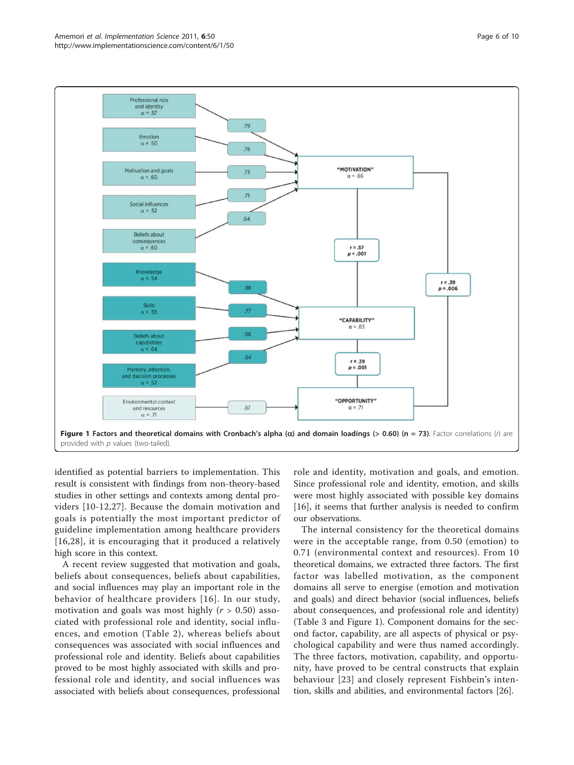| Theoretical domain | Domain loading | Factor |
| --- | --- | --- |
| Professional role and identity ($\alpha$ = .57) | .79 | "MOTIVATION" ($\alpha$ = .86) |
| Emotion ($\alpha$ = .50) | .78 | "MOTIVATION" ($\alpha$ = .86) |
| Motivation and goals ($\alpha$ = .60) | .73 | "MOTIVATION" ($\alpha$ = .86) |
| Social influences ($\alpha$ = .52) | .71 | "MOTIVATION" ($\alpha$ = .86) |
| Beliefs about consequences ($\alpha$ = .60) | .64 | "MOTIVATION" ($\alpha$ = .86) |
| Knowledge ($\alpha$ = .54) | .88 | "CAPABILITY" ($\alpha$ = .83) |
| Skills ($\alpha$ = .55) | .77 | "CAPABILITY" ($\alpha$ = .83) |
| Beliefs about capabilities ($\alpha$ = .64) | .66 | "CAPABILITY" ($\alpha$ = .83) |
| Memory, attention, and decision processes ($\alpha$ = .52) | .64 | "CAPABILITY" ($\alpha$ = .83) |
| Environmental context and resources ($\alpha$ = .71) | .87 | "OPPORTUNITY" ($\alpha$ = .71) |

| Factor correlation | $r$ | $p$ |
| --- | --- | --- |
| "MOTIVATION" – "CAPABILITY" | .57 | < .001 |
| "CAPABILITY" – "OPPORTUNITY" | .39 | .001 |
| "MOTIVATION" – "OPPORTUNITY" | .39 | .006 |

**Figure 1 Factors and theoretical domains with Cronbach's alpha ($\alpha$) and domain loadings (> 0.60) (n = 73)**. Factor correlations ($r$) are provided with $p$ values (two-tailed).

identified as potential barriers to implementation. This result is consistent with findings from non-theory-based studies in other settings and contexts among dental providers [10-12,27]. Because the domain motivation and goals is potentially the most important predictor of guideline implementation among healthcare providers [16,28], it is encouraging that it produced a relatively high score in this context.

A recent review suggested that motivation and goals, beliefs about consequences, beliefs about capabilities, and social influences may play an important role in the behavior of healthcare providers [16]. In our study, motivation and goals was most highly ($r$ > 0.50) associated with professional role and identity, social influences, and emotion (Table 2), whereas beliefs about consequences was associated with social influences and professional role and identity. Beliefs about capabilities proved to be most highly associated with skills and professional role and identity, and social influences was associated with beliefs about consequences, professional role and identity, motivation and goals, and emotion. Since professional role and identity, emotion, and skills were most highly associated with possible key domains [16], it seems that further analysis is needed to confirm our observations.

The internal consistency for the theoretical domains were in the acceptable range, from 0.50 (emotion) to 0.71 (environmental context and resources). From 10 theoretical domains, we extracted three factors. The first factor was labelled motivation, as the component domains all serve to energise (emotion and motivation and goals) and direct behavior (social influences, beliefs about consequences, and professional role and identity) (Table 3 and Figure 1). Component domains for the second factor, capability, are all aspects of physical or psychological capability and were thus named accordingly. The three factors, motivation, capability, and opportunity, have proved to be central constructs that explain behaviour [23] and closely represent Fishbein's intention, skills and abilities, and environmental factors [26].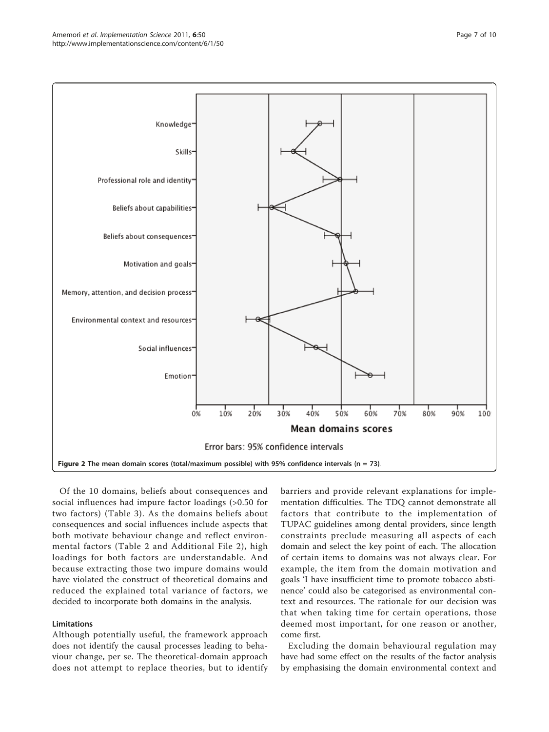Figure 2 The mean domain scores (total/maximum possible) with 95% confidence intervals (n = 73).

Of the 10 domains, beliefs about consequences and social influences had impure factor loadings (>0.50 for two factors) (Table 3). As the domains beliefs about consequences and social influences include aspects that both motivate behaviour change and reflect environmental factors (Table 2 and Additional File 2), high loadings for both factors are understandable. And because extracting those two impure domains would have violated the construct of theoretical domains and reduced the explained total variance of factors, we decided to incorporate both domains in the analysis.

### Limitations

Although potentially useful, the framework approach does not identify the causal processes leading to behaviour change, per se. The theoretical-domain approach does not attempt to replace theories, but to identify barriers and provide relevant explanations for implementation difficulties. The TDQ cannot demonstrate all factors that contribute to the implementation of TUPAC guidelines among dental providers, since length constraints preclude measuring all aspects of each domain and select the key point of each. The allocation of certain items to domains was not always clear. For example, the item from the domain motivation and goals 'I have insufficient time to promote tobacco abstinence' could also be categorised as environmental context and resources. The rationale for our decision was that when taking time for certain operations, those deemed most important, for one reason or another, come first.

Excluding the domain behavioural regulation may have had some effect on the results of the factor analysis by emphasising the domain environmental context and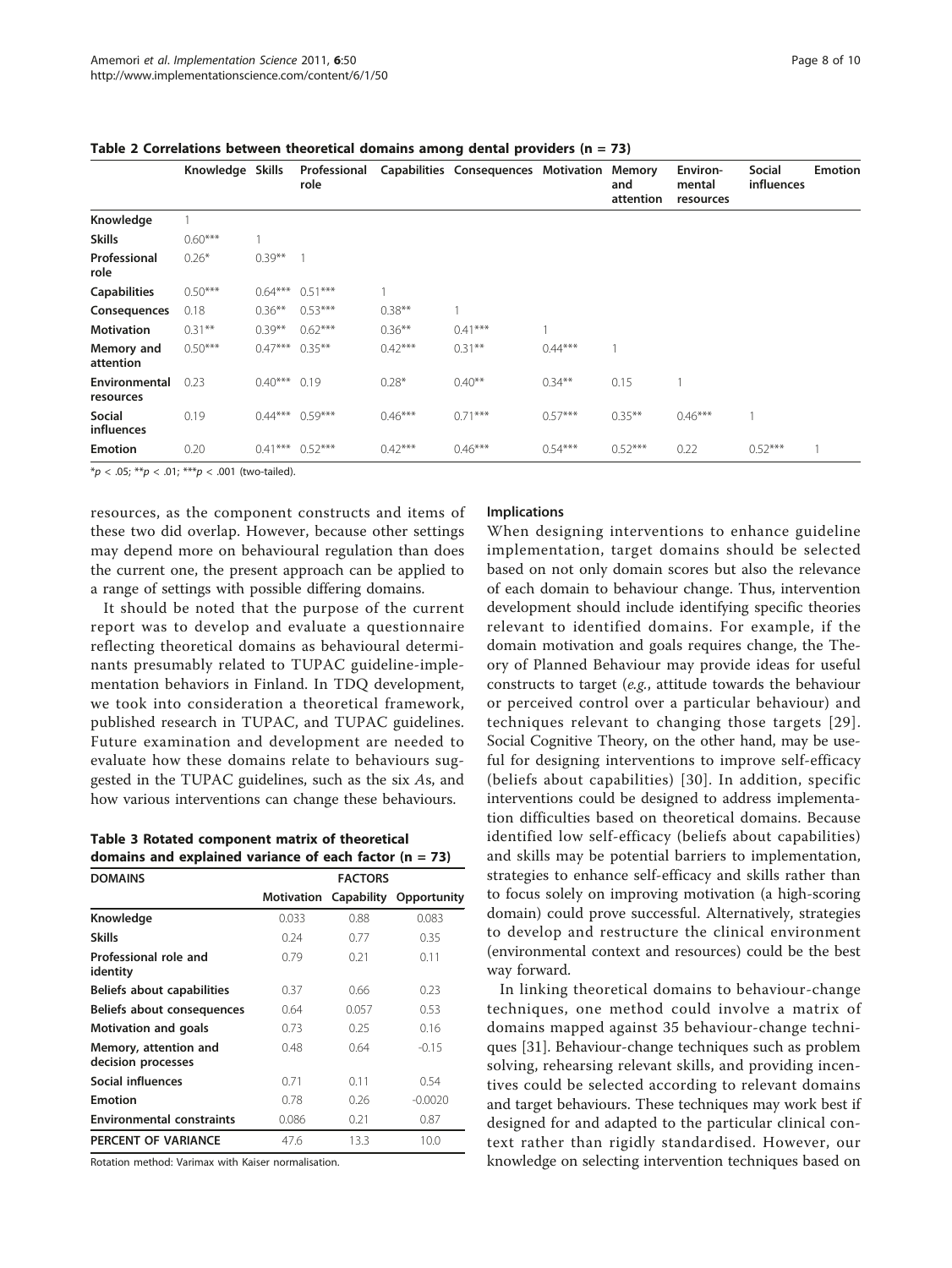**Table 2 Correlations between theoretical domains among dental providers (n = 73)**

| | Knowledge | Skills | Professional role | Capabilities | Consequences | Motivation | Memory and attention | Environmental resources | Social influences | Emotion |
|---|---|---|---|---|---|---|---|---|---|---|
| **Knowledge** | 1 | | | | | | | | | |
| **Skills** | 0.60*** | 1 | | | | | | | | |
| **Professional role** | 0.26* | 0.39** | 1 | | | | | | | |
| **Capabilities** | 0.50*** | 0.64*** | 0.51*** | 1 | | | | | | |
| **Consequences** | 0.18 | 0.36** | 0.53*** | 0.38** | 1 | | | | | |
| **Motivation** | 0.31** | 0.39** | 0.62*** | 0.36** | 0.41*** | 1 | | | | |
| **Memory and attention** | 0.50*** | 0.47*** | 0.35** | 0.42*** | 0.31** | 0.44*** | 1 | | | |
| **Environmental resources** | 0.23 | 0.40*** | 0.19 | 0.28* | 0.40** | 0.34** | 0.15 | 1 | | |
| **Social influences** | 0.19 | 0.44*** | 0.59*** | 0.46*** | 0.71*** | 0.57*** | 0.35** | 0.46*** | 1 | |
| **Emotion** | 0.20 | 0.41*** | 0.52*** | 0.42*** | 0.46*** | 0.54*** | 0.52*** | 0.22 | 0.52*** | 1 |

*p < .05; **p < .01; ***p < .001 (two-tailed).

resources, as the component constructs and items of these two did overlap. However, because other settings may depend more on behavioural regulation than does the current one, the present approach can be applied to a range of settings with possible differing domains.

It should be noted that the purpose of the current report was to develop and evaluate a questionnaire reflecting theoretical domains as behavioural determinants presumably related to TUPAC guideline-implementation behaviors in Finland. In TDQ development, we took into consideration a theoretical framework, published research in TUPAC, and TUPAC guidelines. Future examination and development are needed to evaluate how these domains relate to behaviours suggested in the TUPAC guidelines, such as the six *A*s, and how various interventions can change these behaviours.

**Table 3 Rotated component matrix of theoretical domains and explained variance of each factor (n = 73)**

| DOMAINS | FACTORS | | |
|---|---|---|---|
| | Motivation | Capability | Opportunity |
| **Knowledge** | 0.033 | 0.88 | 0.083 |
| **Skills** | 0.24 | 0.77 | 0.35 |
| **Professional role and identity** | 0.79 | 0.21 | 0.11 |
| **Beliefs about capabilities** | 0.37 | 0.66 | 0.23 |
| **Beliefs about consequences** | 0.64 | 0.057 | 0.53 |
| **Motivation and goals** | 0.73 | 0.25 | 0.16 |
| **Memory, attention and decision processes** | 0.48 | 0.64 | -0.15 |
| **Social influences** | 0.71 | 0.11 | 0.54 |
| **Emotion** | 0.78 | 0.26 | -0.0020 |
| **Environmental constraints** | 0.086 | 0.21 | 0.87 |
| **PERCENT OF VARIANCE** | 47.6 | 13.3 | 10.0 |

Rotation method: Varimax with Kaiser normalisation.

### Implications

When designing interventions to enhance guideline implementation, target domains should be selected based on not only domain scores but also the relevance of each domain to behaviour change. Thus, intervention development should include identifying specific theories relevant to identified domains. For example, if the domain motivation and goals requires change, the Theory of Planned Behaviour may provide ideas for useful constructs to target (*e.g.*, attitude towards the behaviour or perceived control over a particular behaviour) and techniques relevant to changing those targets [29]. Social Cognitive Theory, on the other hand, may be useful for designing interventions to improve self-efficacy (beliefs about capabilities) [30]. In addition, specific interventions could be designed to address implementation difficulties based on theoretical domains. Because identified low self-efficacy (beliefs about capabilities) and skills may be potential barriers to implementation, strategies to enhance self-efficacy and skills rather than to focus solely on improving motivation (a high-scoring domain) could prove successful. Alternatively, strategies to develop and restructure the clinical environment (environmental context and resources) could be the best way forward.

In linking theoretical domains to behaviour-change techniques, one method could involve a matrix of domains mapped against 35 behaviour-change techniques [31]. Behaviour-change techniques such as problem solving, rehearsing relevant skills, and providing incentives could be selected according to relevant domains and target behaviours. These techniques may work best if designed for and adapted to the particular clinical context rather than rigidly standardised. However, our knowledge on selecting intervention techniques based on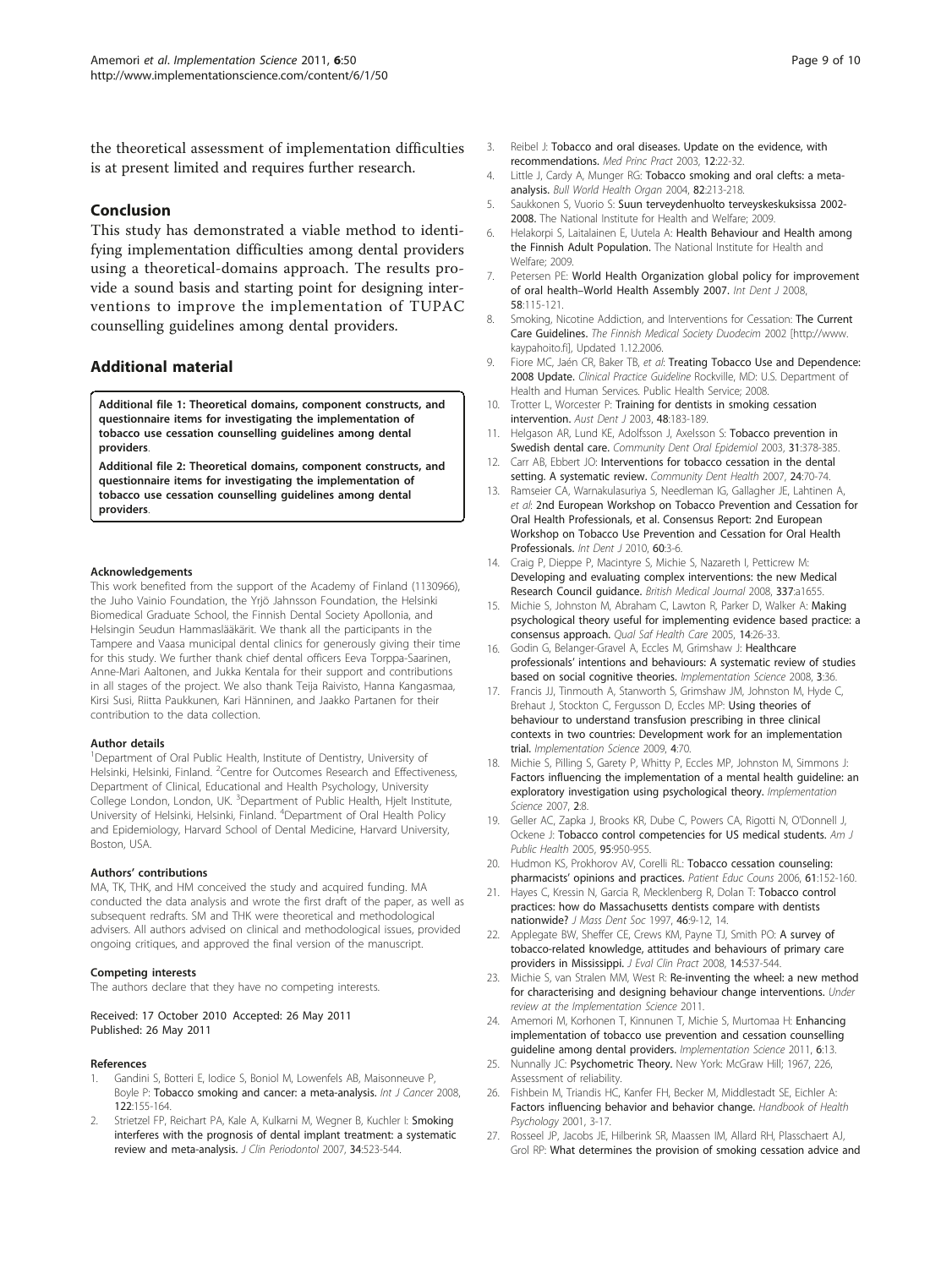the theoretical assessment of implementation difficulties is at present limited and requires further research.

## Conclusion

This study has demonstrated a viable method to identifying implementation difficulties among dental providers using a theoretical-domains approach. The results provide a sound basis and starting point for designing interventions to improve the implementation of TUPAC counselling guidelines among dental providers.

## Additional material

**Additional file 1: Theoretical domains, component constructs, and questionnaire items for investigating the implementation of tobacco use cessation counselling guidelines among dental providers**.

**Additional file 2: Theoretical domains, component constructs, and questionnaire items for investigating the implementation of tobacco use cessation counselling guidelines among dental providers**.

#### Acknowledgements

This work benefited from the support of the Academy of Finland (1130966), the Juho Vainio Foundation, the Yrjö Jahnsson Foundation, the Helsinki Biomedical Graduate School, the Finnish Dental Society Apollonia, and Helsingin Seudun Hammaslääkärit. We thank all the participants in the Tampere and Vaasa municipal dental clinics for generously giving their time for this study. We further thank chief dental officers Eeva Torppa-Saarinen, Anne-Mari Aaltonen, and Jukka Kentala for their support and contributions in all stages of the project. We also thank Teija Raivisto, Hanna Kangasmaa, Kirsi Susi, Riitta Paukkunen, Kari Hänninen, and Jaakko Partanen for their contribution to the data collection.

#### Author details

[1]Department of Oral Public Health, Institute of Dentistry, University of Helsinki, Helsinki, Finland. [2]Centre for Outcomes Research and Effectiveness, Department of Clinical, Educational and Health Psychology, University College London, London, UK. [3]Department of Public Health, Hjelt Institute, University of Helsinki, Helsinki, Finland. [4]Department of Oral Health Policy and Epidemiology, Harvard School of Dental Medicine, Harvard University, Boston, USA.

#### Authors' contributions

MA, TK, THK, and HM conceived the study and acquired funding. MA conducted the data analysis and wrote the first draft of the paper, as well as subsequent redrafts. SM and THK were theoretical and methodological advisers. All authors advised on clinical and methodological issues, provided ongoing critiques, and approved the final version of the manuscript.

#### Competing interests

The authors declare that they have no competing interests.

Received: 17 October 2010 Accepted: 26 May 2011
Published: 26 May 2011

#### References

1. Gandini S, Botteri E, Iodice S, Boniol M, Lowenfels AB, Maisonneuve P, Boyle P: **Tobacco smoking and cancer: a meta-analysis.** *Int J Cancer* 2008, **122**:155-164.
2. Strietzel FP, Reichart PA, Kale A, Kulkarni M, Wegner B, Kuchler I: **Smoking interferes with the prognosis of dental implant treatment: a systematic review and meta-analysis.** *J Clin Periodontol* 2007, **34**:523-544.
3. Reibel J: **Tobacco and oral diseases. Update on the evidence, with recommendations.** *Med Princ Pract* 2003, **12**:22-32.
4. Little J, Cardy A, Munger RG: **Tobacco smoking and oral clefts: a meta-analysis.** *Bull World Health Organ* 2004, **82**:213-218.
5. Saukkonen S, Vuorio S: **Suun terveydenhuolto terveyskeskuksissa 2002-2008.** The National Institute for Health and Welfare; 2009.
6. Helakorpi S, Laitalainen E, Uutela A: **Health Behaviour and Health among the Finnish Adult Population.** The National Institute for Health and Welfare; 2009.
7. Petersen PE: **World Health Organization global policy for improvement of oral health–World Health Assembly 2007.** *Int Dent J* 2008, **58**:115-121.
8. Smoking, Nicotine Addiction, and Interventions for Cessation: **The Current Care Guidelines.** *The Finnish Medical Society Duodecim* 2002 [http://www.kaypahoito.fi], Updated 1.12.2006.
9. Fiore MC, Jaén CR, Baker TB, *et al*: **Treating Tobacco Use and Dependence: 2008 Update.** *Clinical Practice Guideline* Rockville, MD: U.S. Department of Health and Human Services. Public Health Service; 2008.
10. Trotter L, Worcester P: **Training for dentists in smoking cessation intervention.** *Aust Dent J* 2003, **48**:183-189.
11. Helgason AR, Lund KE, Adolfsson J, Axelsson S: **Tobacco prevention in Swedish dental care.** *Community Dent Oral Epidemiol* 2003, **31**:378-385.
12. Carr AB, Ebbert JO: **Interventions for tobacco cessation in the dental setting. A systematic review.** *Community Dent Health* 2007, **24**:70-74.
13. Ramseier CA, Warnakulasuriya S, Needleman IG, Gallagher JE, Lahtinen A, *et al*: **2nd European Workshop on Tobacco Prevention and Cessation for Oral Health Professionals, et al. Consensus Report: 2nd European Workshop on Tobacco Use Prevention and Cessation for Oral Health Professionals.** *Int Dent J* 2010, **60**:3-6.
14. Craig P, Dieppe P, Macintyre S, Michie S, Nazareth I, Petticrew M: **Developing and evaluating complex interventions: the new Medical Research Council guidance.** *British Medical Journal* 2008, **337**:a1655.
15. Michie S, Johnston M, Abraham C, Lawton R, Parker D, Walker A: **Making psychological theory useful for implementing evidence based practice: a consensus approach.** *Qual Saf Health Care* 2005, **14**:26-33.
16. Godin G, Belanger-Gravel A, Eccles M, Grimshaw J: **Healthcare professionals' intentions and behaviours: A systematic review of studies based on social cognitive theories.** *Implementation Science* 2008, **3**:36.
17. Francis JJ, Tinmouth A, Stanworth S, Grimshaw JM, Johnston M, Hyde C, Brehaut J, Stockton C, Fergusson D, Eccles MP: **Using theories of behaviour to understand transfusion prescribing in three clinical contexts in two countries: Development work for an implementation trial.** *Implementation Science* 2009, **4**:70.
18. Michie S, Pilling S, Garety P, Whitty P, Eccles MP, Johnston M, Simmons J: **Factors influencing the implementation of a mental health guideline: an exploratory investigation using psychological theory.** *Implementation Science* 2007, **2**:8.
19. Geller AC, Zapka J, Brooks KR, Dube C, Powers CA, Rigotti N, O'Donnell J, Ockene J: **Tobacco control competencies for US medical students.** *Am J Public Health* 2005, **95**:950-955.
20. Hudmon KS, Prokhorov AV, Corelli RL: **Tobacco cessation counseling: pharmacists' opinions and practices.** *Patient Educ Couns* 2006, **61**:152-160.
21. Hayes C, Kressin N, Garcia R, Mecklenberg R, Dolan T: **Tobacco control practices: how do Massachusetts dentists compare with dentists nationwide?** *J Mass Dent Soc* 1997, **46**:9-12, 14.
22. Applegate BW, Sheffer CE, Crews KM, Payne TJ, Smith PO: **A survey of tobacco-related knowledge, attitudes and behaviours of primary care providers in Mississippi.** *J Eval Clin Pract* 2008, **14**:537-544.
23. Michie S, van Stralen MM, West R: **Re-inventing the wheel: a new method for characterising and designing behaviour change interventions.** *Under review at the Implementation Science* 2011.
24. Amemori M, Korhonen T, Kinnunen T, Michie S, Murtomaa H: **Enhancing implementation of tobacco use prevention and cessation counselling guideline among dental providers.** *Implementation Science* 2011, **6**:13.
25. Nunnally JC: **Psychometric Theory.** New York: McGraw Hill; 1967, 226, Assessment of reliability.
26. Fishbein M, Triandis HC, Kanfer FH, Becker M, Middlestadt SE, Eichler A: **Factors influencing behavior and behavior change.** *Handbook of Health Psychology* 2001, 3-17.
27. Rosseel JP, Jacobs JE, Hilberink SR, Maassen IM, Allard RH, Plasschaert AJ, Grol RP: **What determines the provision of smoking cessation advice and**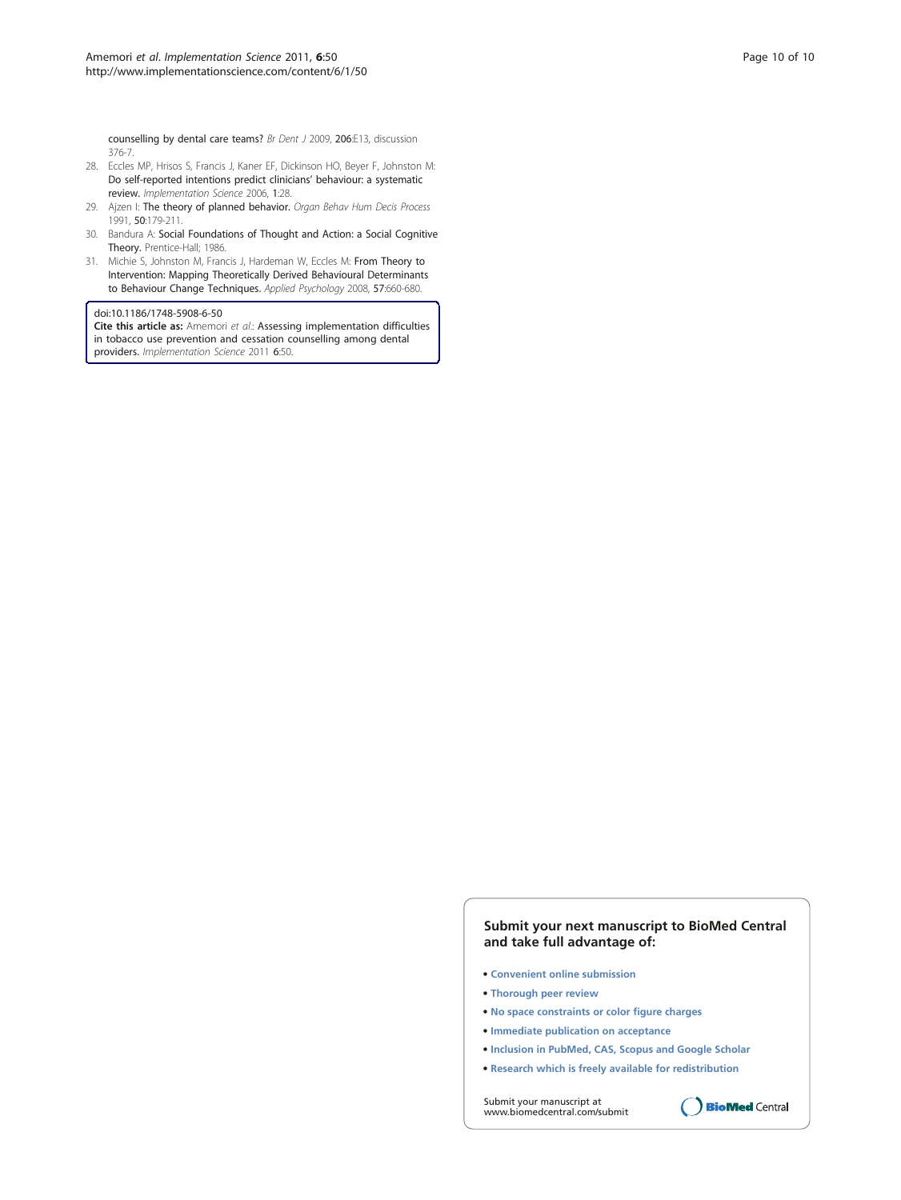counselling by dental care teams? *Br Dent J* 2009, **206**:E13, discussion 376-7.

28. Eccles MP, Hrisos S, Francis J, Kaner EF, Dickinson HO, Beyer F, Johnston M: **Do self-reported intentions predict clinicians' behaviour: a systematic review.** *Implementation Science* 2006, **1**:28.
29. Ajzen I: **The theory of planned behavior.** *Organ Behav Hum Decis Process* 1991, **50**:179-211.
30. Bandura A: **Social Foundations of Thought and Action: a Social Cognitive Theory.** Prentice-Hall; 1986.
31. Michie S, Johnston M, Francis J, Hardeman W, Eccles M: **From Theory to Intervention: Mapping Theoretically Derived Behavioural Determinants to Behaviour Change Techniques.** *Applied Psychology* 2008, **57**:660-680.

doi:10.1186/1748-5908-6-50
**Cite this article as:** Amemori *et al.*: Assessing implementation difficulties in tobacco use prevention and cessation counselling among dental providers. *Implementation Science* 2011 **6**:50.

**Submit your next manuscript to BioMed Central and take full advantage of:**

- **Convenient online submission**
- **Thorough peer review**
- **No space constraints or color figure charges**
- **Immediate publication on acceptance**
- **Inclusion in PubMed, CAS, Scopus and Google Scholar**
- **Research which is freely available for redistribution**

Submit your manuscript at
www.biomedcentral.com/submit

BioMed Central